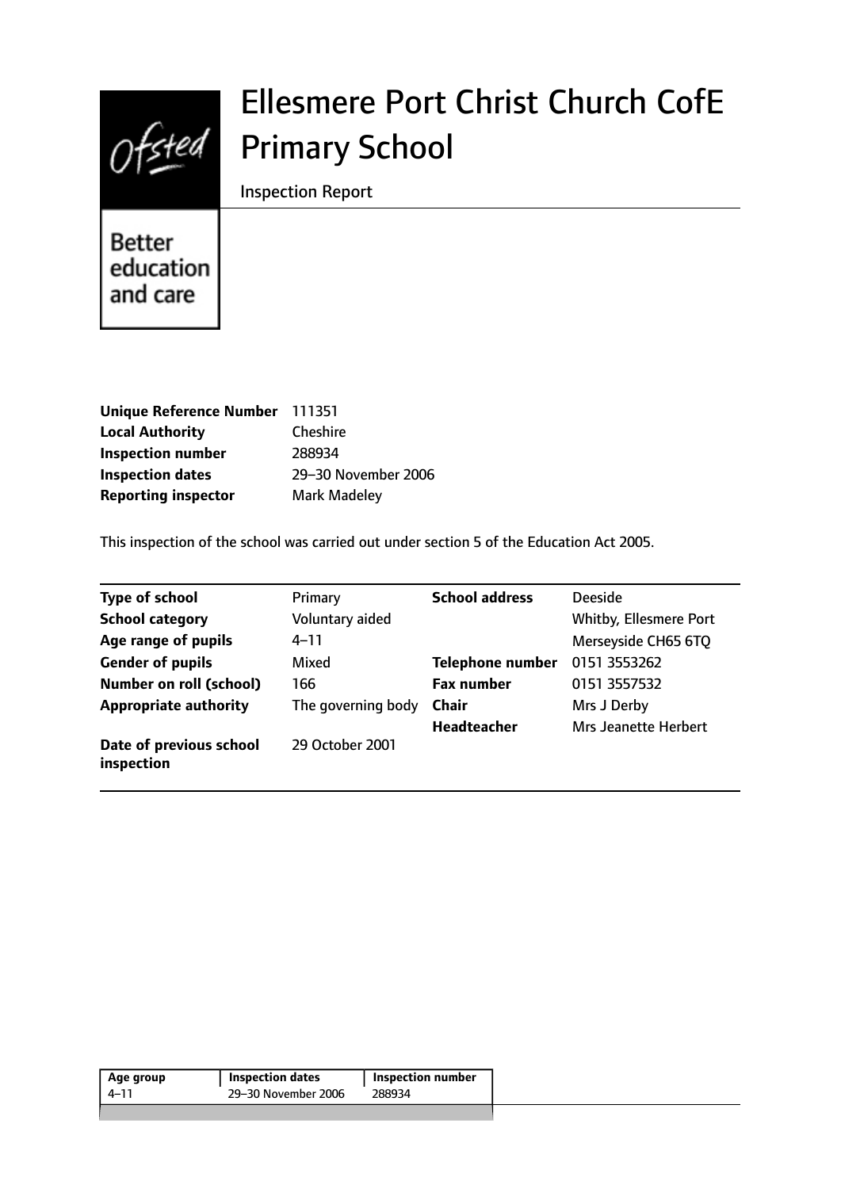# Ellesmere Port Christ Church CofE Primary School

Inspection Report

Better education and care

| | |
|---|---|
| **Unique Reference Number** | 111351 |
| **Local Authority** | Cheshire |
| **Inspection number** | 288934 |
| **Inspection dates** | 29–30 November 2006 |
| **Reporting inspector** | Mark Madeley |

This inspection of the school was carried out under section 5 of the Education Act 2005.

| | | | |
|---|---|---|---|
| **Type of school** | Primary | **School address** | Deeside |
| **School category** | Voluntary aided | | Whitby, Ellesmere Port |
| **Age range of pupils** | 4–11 | | Merseyside CH65 6TQ |
| **Gender of pupils** | Mixed | **Telephone number** | 0151 3553262 |
| **Number on roll (school)** | 166 | **Fax number** | 0151 3557532 |
| **Appropriate authority** | The governing body | **Chair** | Mrs J Derby |
| | | **Headteacher** | Mrs Jeanette Herbert |
| **Date of previous school inspection** | 29 October 2001 | | |

| Age group | Inspection dates | Inspection number |
|---|---|---|
| 4–11 | 29–30 November 2006 | 288934 |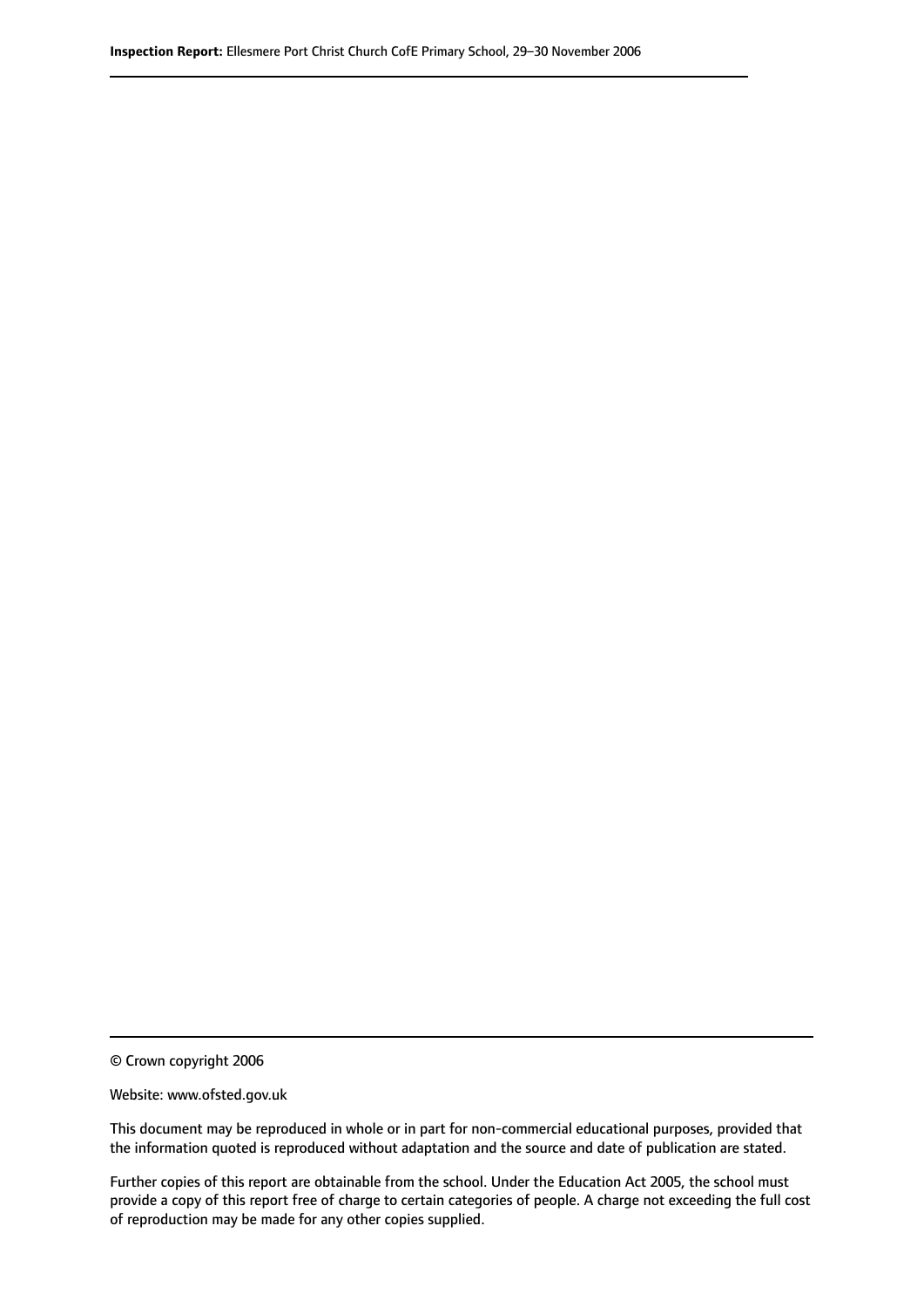© Crown copyright 2006

Website: www.ofsted.gov.uk

This document may be reproduced in whole or in part for non-commercial educational purposes, provided that the information quoted is reproduced without adaptation and the source and date of publication are stated.

Further copies of this report are obtainable from the school. Under the Education Act 2005, the school must provide a copy of this report free of charge to certain categories of people. A charge not exceeding the full cost of reproduction may be made for any other copies supplied.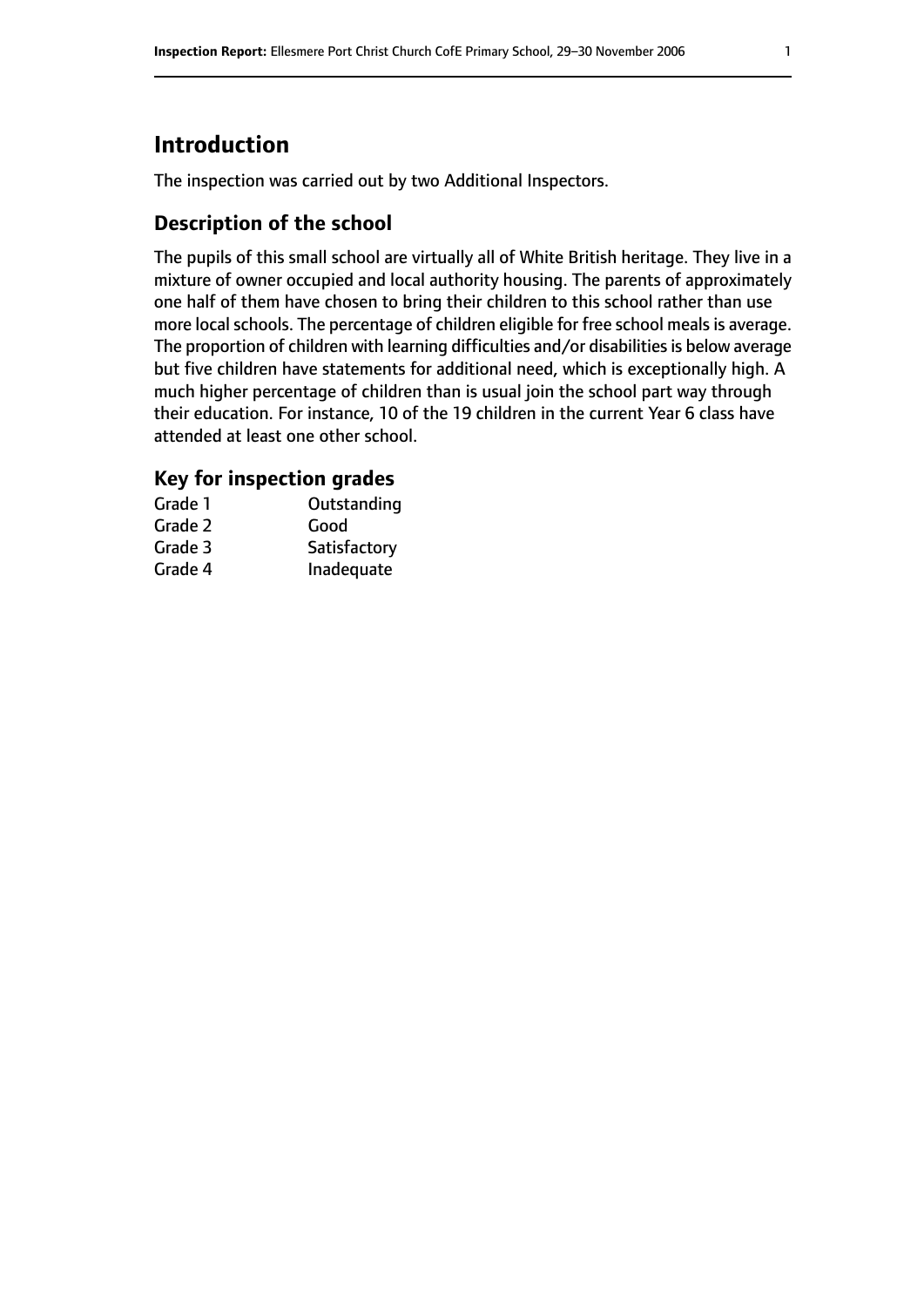# Introduction

The inspection was carried out by two Additional Inspectors.

## Description of the school

The pupils of this small school are virtually all of White British heritage. They live in a mixture of owner occupied and local authority housing. The parents of approximately one half of them have chosen to bring their children to this school rather than use more local schools. The percentage of children eligible for free school meals is average. The proportion of children with learning difficulties and/or disabilities is below average but five children have statements for additional need, which is exceptionally high. A much higher percentage of children than is usual join the school part way through their education. For instance, 10 of the 19 children in the current Year 6 class have attended at least one other school.

### Key for inspection grades

| | |
|---|---|
| Grade 1 | Outstanding |
| Grade 2 | Good |
| Grade 3 | Satisfactory |
| Grade 4 | Inadequate |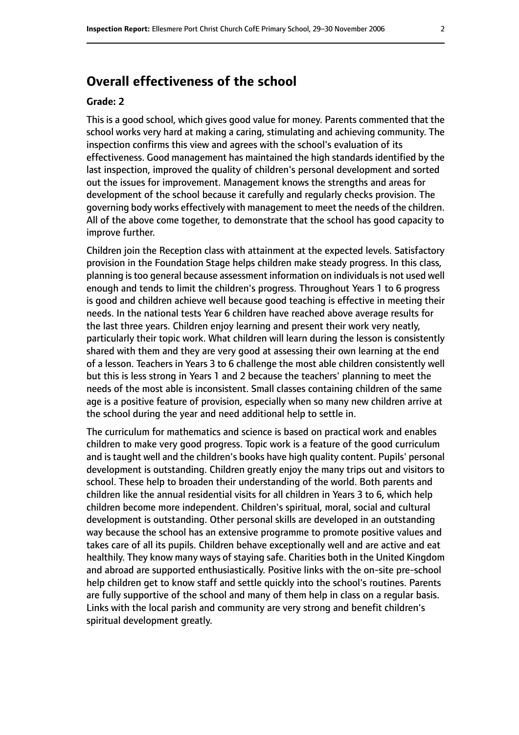## Overall effectiveness of the school

### Grade: 2

This is a good school, which gives good value for money. Parents commented that the school works very hard at making a caring, stimulating and achieving community. The inspection confirms this view and agrees with the school's evaluation of its effectiveness. Good management has maintained the high standards identified by the last inspection, improved the quality of children's personal development and sorted out the issues for improvement. Management knows the strengths and areas for development of the school because it carefully and regularly checks provision. The governing body works effectively with management to meet the needs of the children. All of the above come together, to demonstrate that the school has good capacity to improve further.

Children join the Reception class with attainment at the expected levels. Satisfactory provision in the Foundation Stage helps children make steady progress. In this class, planning is too general because assessment information on individuals is not used well enough and tends to limit the children's progress. Throughout Years 1 to 6 progress is good and children achieve well because good teaching is effective in meeting their needs. In the national tests Year 6 children have reached above average results for the last three years. Children enjoy learning and present their work very neatly, particularly their topic work. What children will learn during the lesson is consistently shared with them and they are very good at assessing their own learning at the end of a lesson. Teachers in Years 3 to 6 challenge the most able children consistently well but this is less strong in Years 1 and 2 because the teachers' planning to meet the needs of the most able is inconsistent. Small classes containing children of the same age is a positive feature of provision, especially when so many new children arrive at the school during the year and need additional help to settle in.

The curriculum for mathematics and science is based on practical work and enables children to make very good progress. Topic work is a feature of the good curriculum and is taught well and the children's books have high quality content. Pupils' personal development is outstanding. Children greatly enjoy the many trips out and visitors to school. These help to broaden their understanding of the world. Both parents and children like the annual residential visits for all children in Years 3 to 6, which help children become more independent. Children's spiritual, moral, social and cultural development is outstanding. Other personal skills are developed in an outstanding way because the school has an extensive programme to promote positive values and takes care of all its pupils. Children behave exceptionally well and are active and eat healthily. They know many ways of staying safe. Charities both in the United Kingdom and abroad are supported enthusiastically. Positive links with the on-site pre-school help children get to know staff and settle quickly into the school's routines. Parents are fully supportive of the school and many of them help in class on a regular basis. Links with the local parish and community are very strong and benefit children's spiritual development greatly.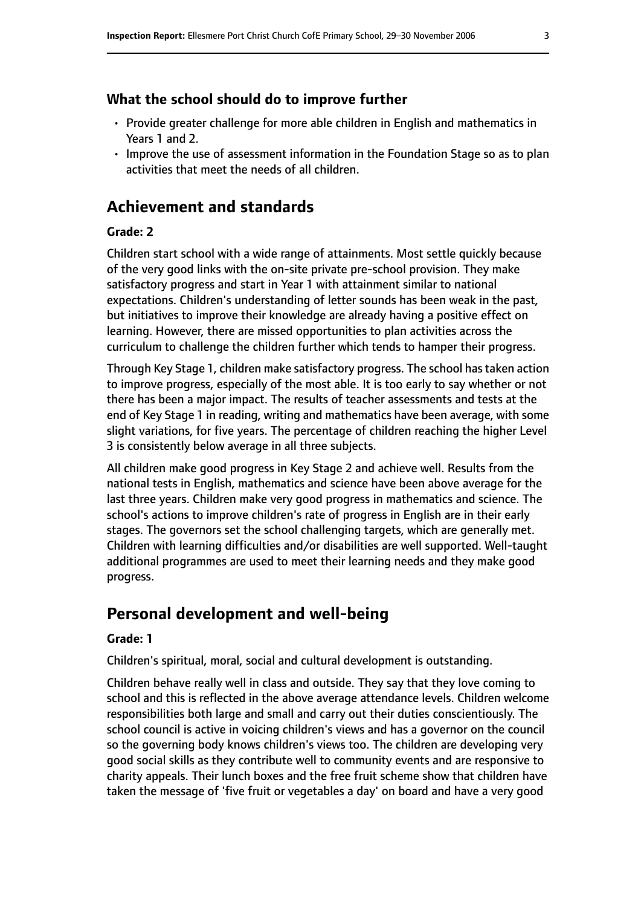### What the school should do to improve further

- Provide greater challenge for more able children in English and mathematics in Years 1 and 2.
- Improve the use of assessment information in the Foundation Stage so as to plan activities that meet the needs of all children.

## Achievement and standards

#### Grade: 2

Children start school with a wide range of attainments. Most settle quickly because of the very good links with the on-site private pre-school provision. They make satisfactory progress and start in Year 1 with attainment similar to national expectations. Children's understanding of letter sounds has been weak in the past, but initiatives to improve their knowledge are already having a positive effect on learning. However, there are missed opportunities to plan activities across the curriculum to challenge the children further which tends to hamper their progress.

Through Key Stage 1, children make satisfactory progress. The school has taken action to improve progress, especially of the most able. It is too early to say whether or not there has been a major impact. The results of teacher assessments and tests at the end of Key Stage 1 in reading, writing and mathematics have been average, with some slight variations, for five years. The percentage of children reaching the higher Level 3 is consistently below average in all three subjects.

All children make good progress in Key Stage 2 and achieve well. Results from the national tests in English, mathematics and science have been above average for the last three years. Children make very good progress in mathematics and science. The school's actions to improve children's rate of progress in English are in their early stages. The governors set the school challenging targets, which are generally met. Children with learning difficulties and/or disabilities are well supported. Well-taught additional programmes are used to meet their learning needs and they make good progress.

## Personal development and well-being

#### Grade: 1

Children's spiritual, moral, social and cultural development is outstanding.

Children behave really well in class and outside. They say that they love coming to school and this is reflected in the above average attendance levels. Children welcome responsibilities both large and small and carry out their duties conscientiously. The school council is active in voicing children's views and has a governor on the council so the governing body knows children's views too. The children are developing very good social skills as they contribute well to community events and are responsive to charity appeals. Their lunch boxes and the free fruit scheme show that children have taken the message of 'five fruit or vegetables a day' on board and have a very good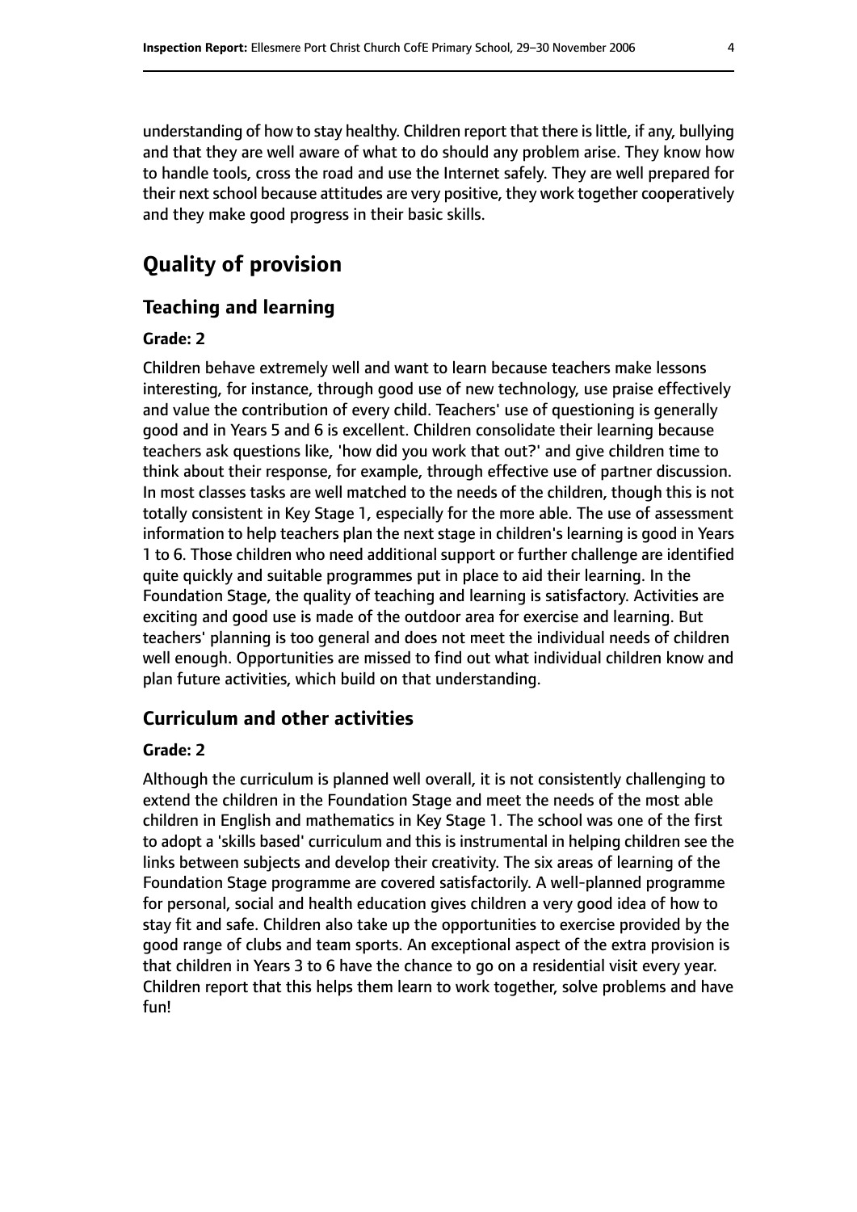understanding of how to stay healthy. Children report that there is little, if any, bullying and that they are well aware of what to do should any problem arise. They know how to handle tools, cross the road and use the Internet safely. They are well prepared for their next school because attitudes are very positive, they work together cooperatively and they make good progress in their basic skills.

# Quality of provision

## Teaching and learning

### Grade: 2

Children behave extremely well and want to learn because teachers make lessons interesting, for instance, through good use of new technology, use praise effectively and value the contribution of every child. Teachers' use of questioning is generally good and in Years 5 and 6 is excellent. Children consolidate their learning because teachers ask questions like, 'how did you work that out?' and give children time to think about their response, for example, through effective use of partner discussion. In most classes tasks are well matched to the needs of the children, though this is not totally consistent in Key Stage 1, especially for the more able. The use of assessment information to help teachers plan the next stage in children's learning is good in Years 1 to 6. Those children who need additional support or further challenge are identified quite quickly and suitable programmes put in place to aid their learning. In the Foundation Stage, the quality of teaching and learning is satisfactory. Activities are exciting and good use is made of the outdoor area for exercise and learning. But teachers' planning is too general and does not meet the individual needs of children well enough. Opportunities are missed to find out what individual children know and plan future activities, which build on that understanding.

## Curriculum and other activities

### Grade: 2

Although the curriculum is planned well overall, it is not consistently challenging to extend the children in the Foundation Stage and meet the needs of the most able children in English and mathematics in Key Stage 1. The school was one of the first to adopt a 'skills based' curriculum and this is instrumental in helping children see the links between subjects and develop their creativity. The six areas of learning of the Foundation Stage programme are covered satisfactorily. A well-planned programme for personal, social and health education gives children a very good idea of how to stay fit and safe. Children also take up the opportunities to exercise provided by the good range of clubs and team sports. An exceptional aspect of the extra provision is that children in Years 3 to 6 have the chance to go on a residential visit every year. Children report that this helps them learn to work together, solve problems and have fun!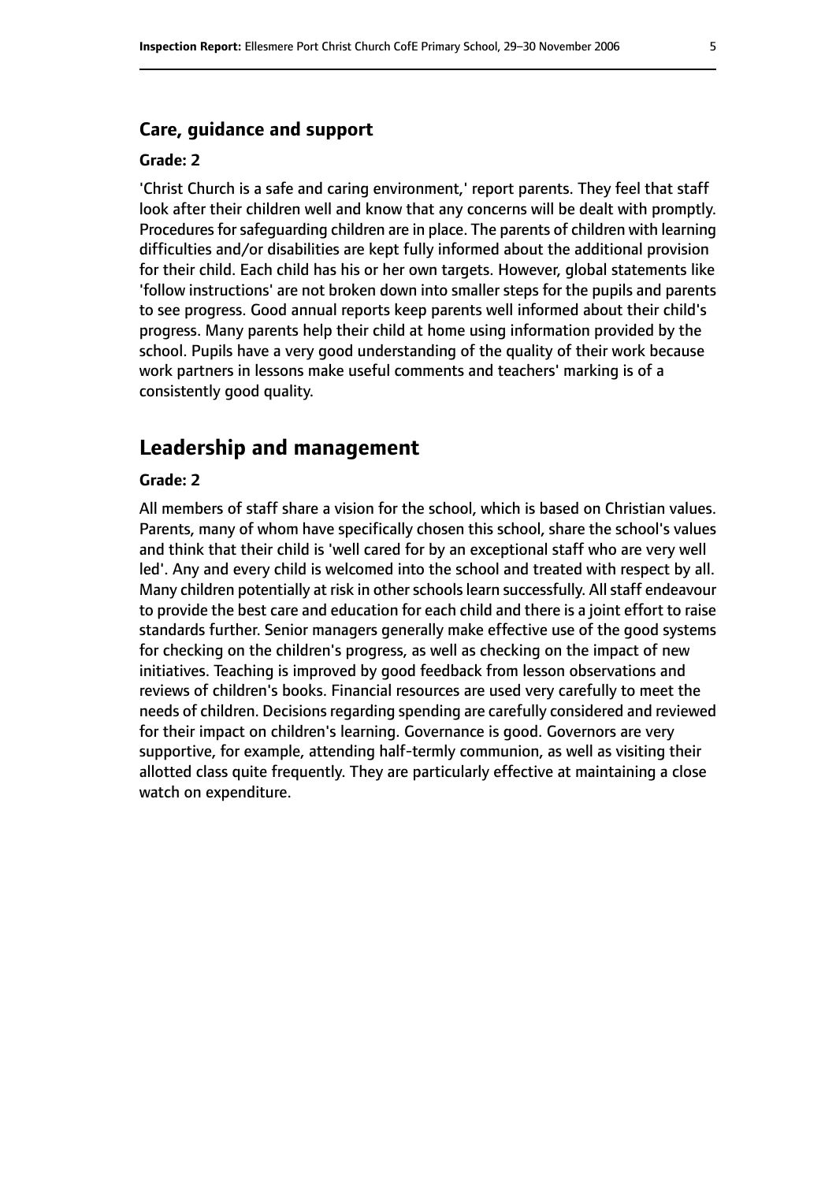## Care, guidance and support

**Grade: 2**

'Christ Church is a safe and caring environment,' report parents. They feel that staff look after their children well and know that any concerns will be dealt with promptly. Procedures for safeguarding children are in place. The parents of children with learning difficulties and/or disabilities are kept fully informed about the additional provision for their child. Each child has his or her own targets. However, global statements like 'follow instructions' are not broken down into smaller steps for the pupils and parents to see progress. Good annual reports keep parents well informed about their child's progress. Many parents help their child at home using information provided by the school. Pupils have a very good understanding of the quality of their work because work partners in lessons make useful comments and teachers' marking is of a consistently good quality.

# Leadership and management

**Grade: 2**

All members of staff share a vision for the school, which is based on Christian values. Parents, many of whom have specifically chosen this school, share the school's values and think that their child is 'well cared for by an exceptional staff who are very well led'. Any and every child is welcomed into the school and treated with respect by all. Many children potentially at risk in other schools learn successfully. All staff endeavour to provide the best care and education for each child and there is a joint effort to raise standards further. Senior managers generally make effective use of the good systems for checking on the children's progress, as well as checking on the impact of new initiatives. Teaching is improved by good feedback from lesson observations and reviews of children's books. Financial resources are used very carefully to meet the needs of children. Decisions regarding spending are carefully considered and reviewed for their impact on children's learning. Governance is good. Governors are very supportive, for example, attending half-termly communion, as well as visiting their allotted class quite frequently. They are particularly effective at maintaining a close watch on expenditure.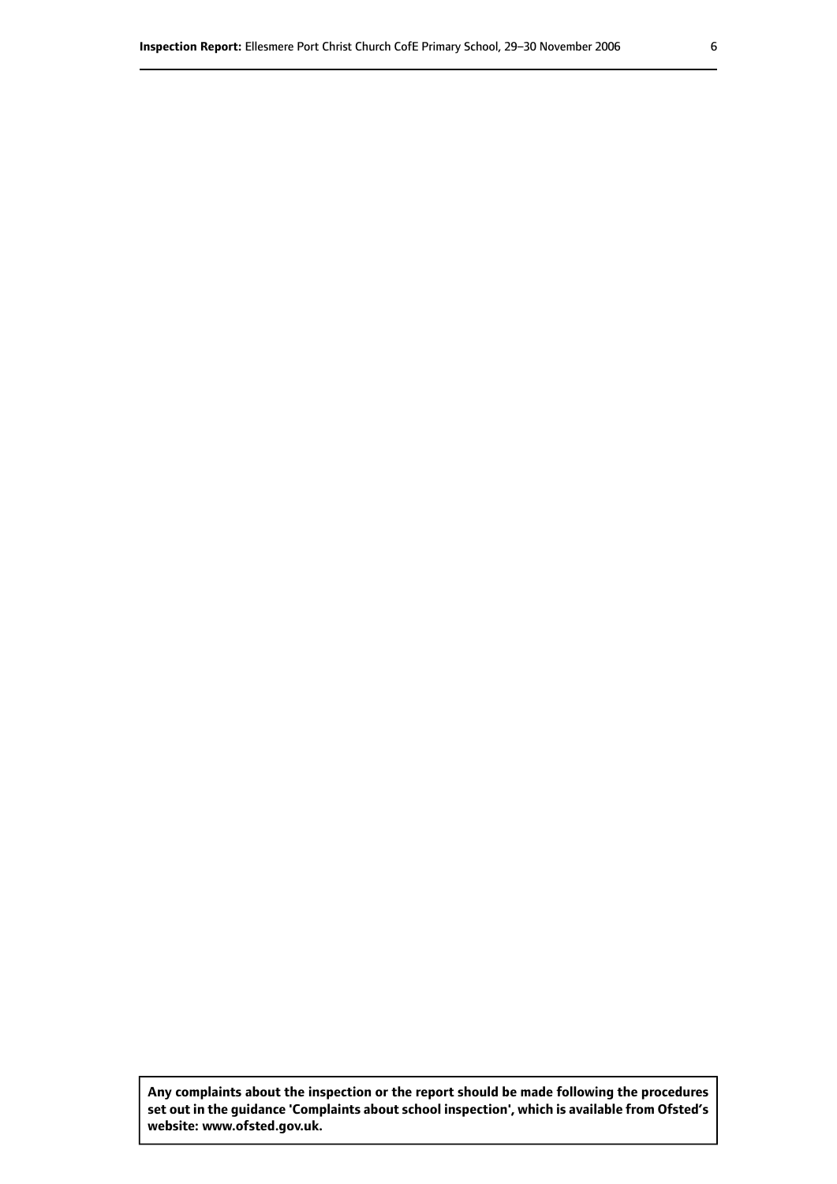**Any complaints about the inspection or the report should be made following the procedures set out in the guidance 'Complaints about school inspection', which is available from Ofsted's website: www.ofsted.gov.uk.**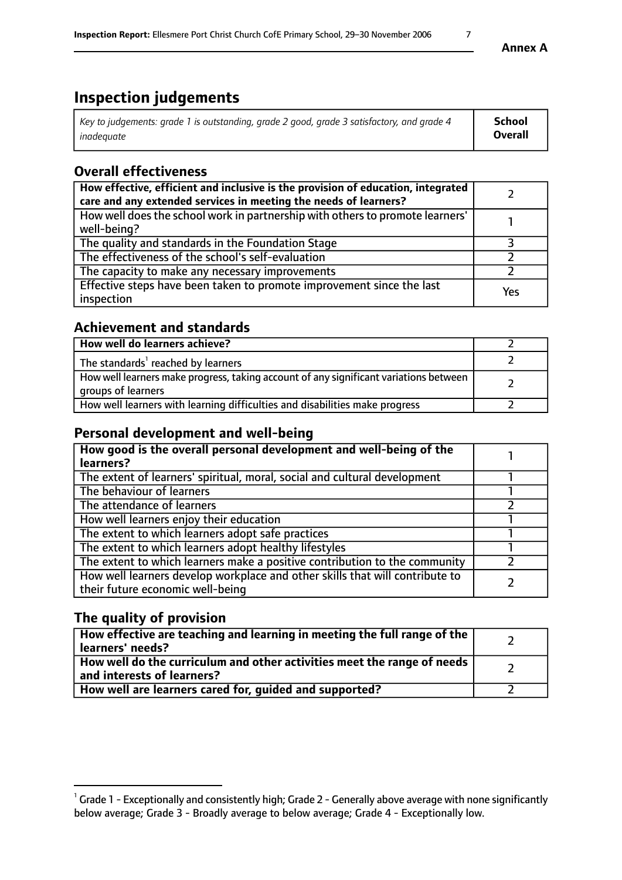**Annex A**

# Inspection judgements

| *Key to judgements: grade 1 is outstanding, grade 2 good, grade 3 satisfactory, and grade 4 inadequate* | **School Overall** |
|---|---|

## Overall effectiveness

| | |
|---|---|
| **How effective, efficient and inclusive is the provision of education, integrated care and any extended services in meeting the needs of learners?** | 2 |
| How well does the school work in partnership with others to promote learners' well-being? | 1 |
| The quality and standards in the Foundation Stage | 3 |
| The effectiveness of the school's self-evaluation | 2 |
| The capacity to make any necessary improvements | 2 |
| Effective steps have been taken to promote improvement since the last inspection | Yes |

## Achievement and standards

| | |
|---|---|
| **How well do learners achieve?** | 2 |
| The standards[1] reached by learners | 2 |
| How well learners make progress, taking account of any significant variations between groups of learners | 2 |
| How well learners with learning difficulties and disabilities make progress | 2 |

## Personal development and well-being

| | |
|---|---|
| **How good is the overall personal development and well-being of the learners?** | 1 |
| The extent of learners' spiritual, moral, social and cultural development | 1 |
| The behaviour of learners | 1 |
| The attendance of learners | 2 |
| How well learners enjoy their education | 1 |
| The extent to which learners adopt safe practices | 1 |
| The extent to which learners adopt healthy lifestyles | 1 |
| The extent to which learners make a positive contribution to the community | 2 |
| How well learners develop workplace and other skills that will contribute to their future economic well-being | 2 |

## The quality of provision

| | |
|---|---|
| **How effective are teaching and learning in meeting the full range of the learners' needs?** | 2 |
| **How well do the curriculum and other activities meet the range of needs and interests of learners?** | 2 |
| **How well are learners cared for, guided and supported?** | 2 |

[1] Grade 1 - Exceptionally and consistently high; Grade 2 - Generally above average with none significantly below average; Grade 3 - Broadly average to below average; Grade 4 - Exceptionally low.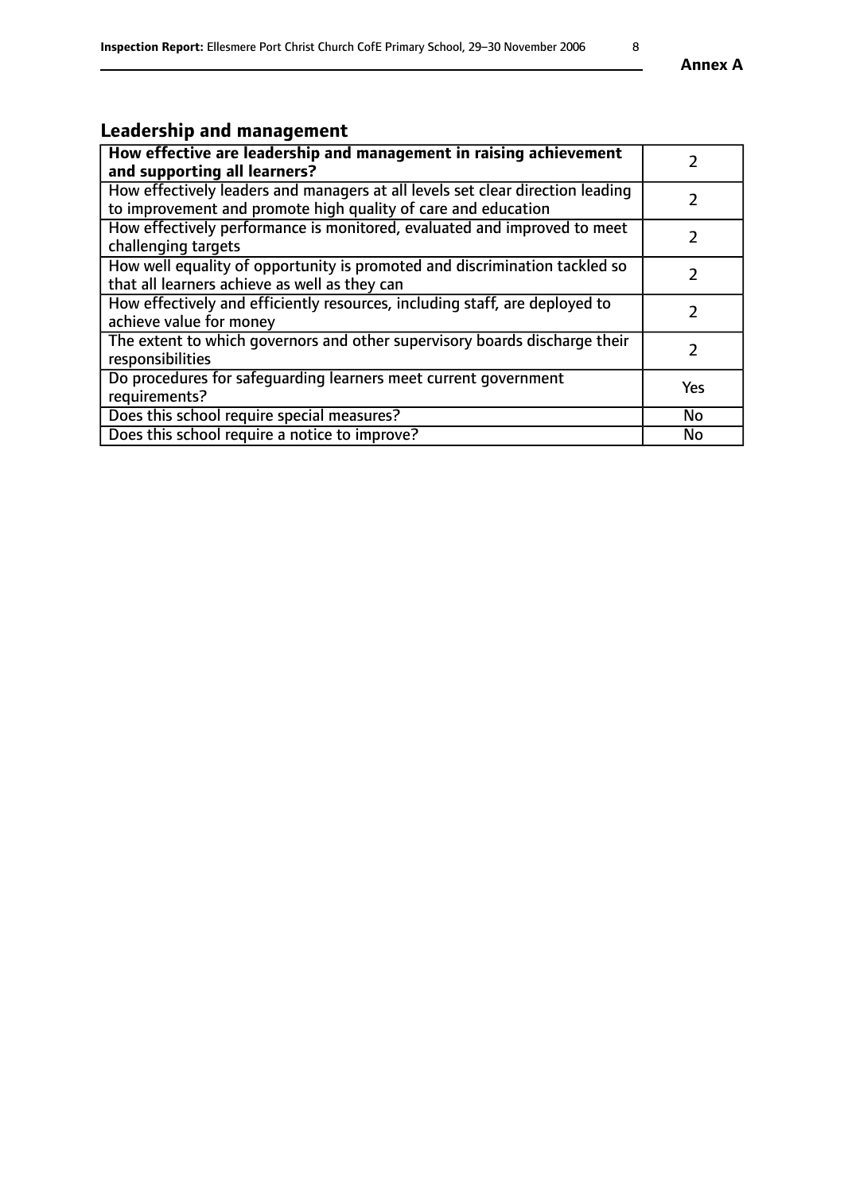**Annex A**

## Leadership and management

| How effective are leadership and management in raising achievement and supporting all learners? | 2 |
|---|---|
| How effectively leaders and managers at all levels set clear direction leading to improvement and promote high quality of care and education | 2 |
| How effectively performance is monitored, evaluated and improved to meet challenging targets | 2 |
| How well equality of opportunity is promoted and discrimination tackled so that all learners achieve as well as they can | 2 |
| How effectively and efficiently resources, including staff, are deployed to achieve value for money | 2 |
| The extent to which governors and other supervisory boards discharge their responsibilities | 2 |
| Do procedures for safeguarding learners meet current government requirements? | Yes |
| Does this school require special measures? | No |
| Does this school require a notice to improve? | No |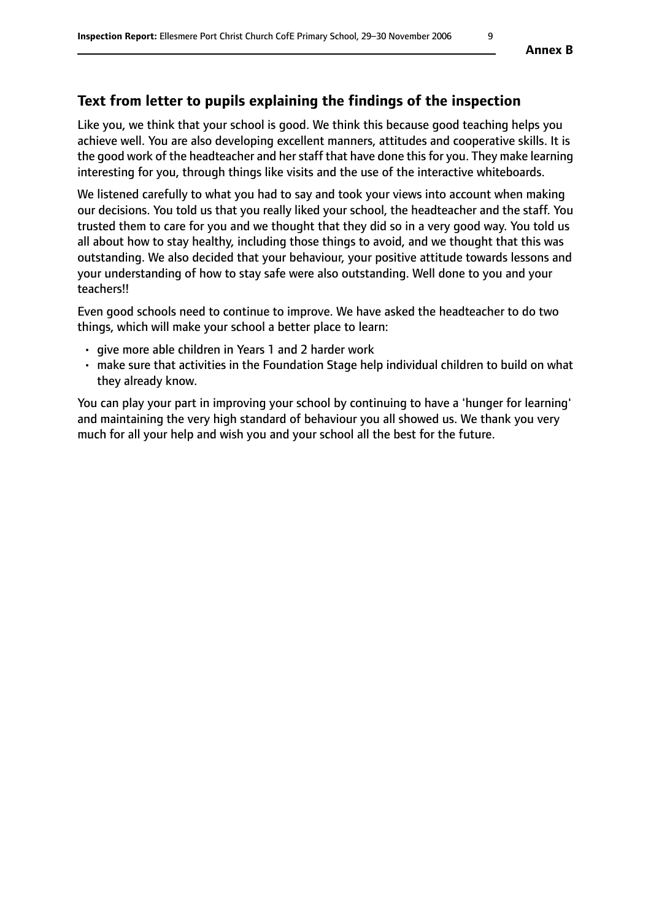## Text from letter to pupils explaining the findings of the inspection

Like you, we think that your school is good. We think this because good teaching helps you achieve well. You are also developing excellent manners, attitudes and cooperative skills. It is the good work of the headteacher and her staff that have done this for you. They make learning interesting for you, through things like visits and the use of the interactive whiteboards.

We listened carefully to what you had to say and took your views into account when making our decisions. You told us that you really liked your school, the headteacher and the staff. You trusted them to care for you and we thought that they did so in a very good way. You told us all about how to stay healthy, including those things to avoid, and we thought that this was outstanding. We also decided that your behaviour, your positive attitude towards lessons and your understanding of how to stay safe were also outstanding. Well done to you and your teachers!!

Even good schools need to continue to improve. We have asked the headteacher to do two things, which will make your school a better place to learn:

- give more able children in Years 1 and 2 harder work
- make sure that activities in the Foundation Stage help individual children to build on what they already know.

You can play your part in improving your school by continuing to have a 'hunger for learning' and maintaining the very high standard of behaviour you all showed us. We thank you very much for all your help and wish you and your school all the best for the future.